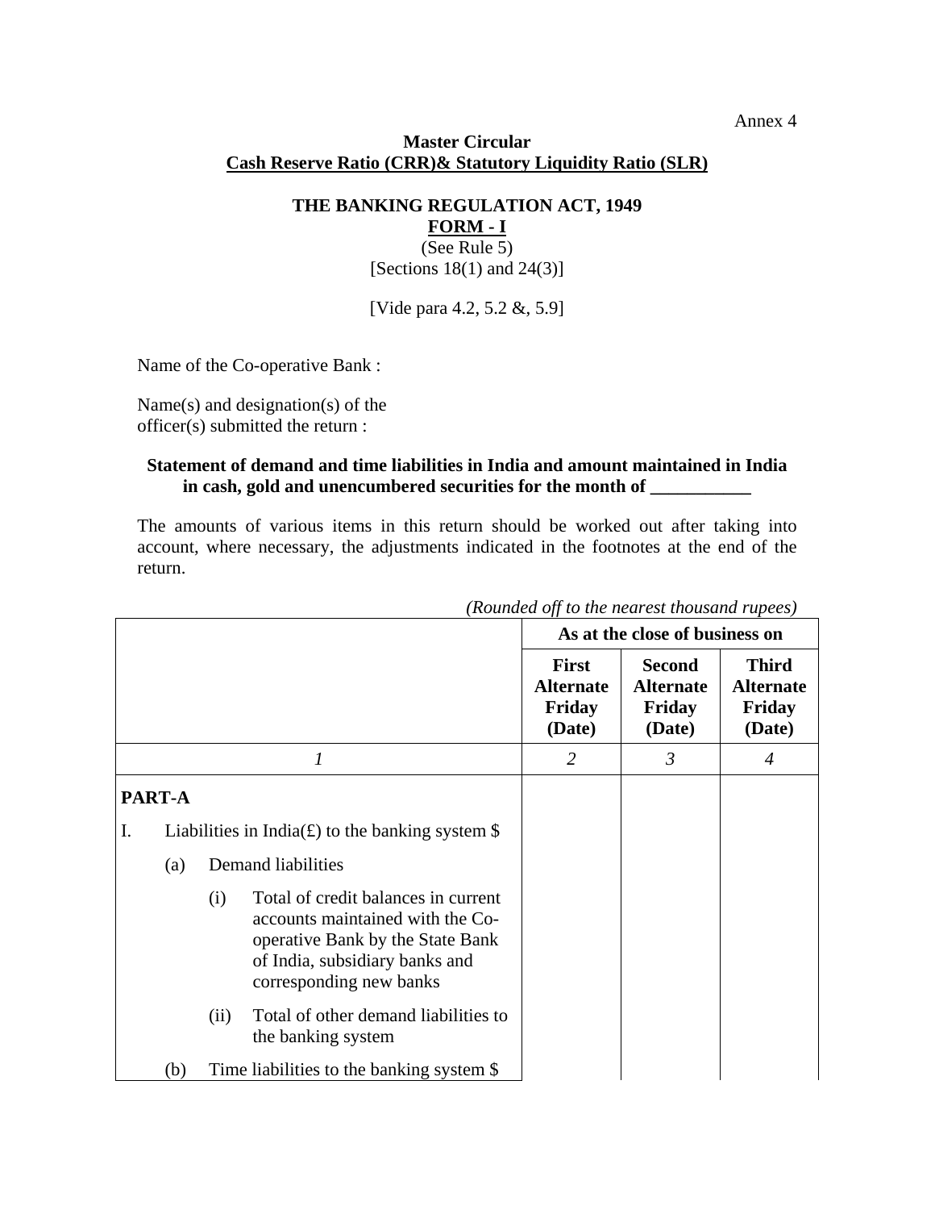Annex 4

**Master Circular**
**Cash Reserve Ratio (CRR)& Statutory Liquidity Ratio (SLR)**

**THE BANKING REGULATION ACT, 1949**
**FORM - I**
(See Rule 5)
[Sections 18(1) and 24(3)]

[Vide para 4.2, 5.2 &, 5.9]

Name of the Co-operative Bank :

Name(s) and designation(s) of the officer(s) submitted the return :

**Statement of demand and time liabilities in India and amount maintained in India in cash, gold and unencumbered securities for the month of ___________**

The amounts of various items in this return should be worked out after taking into account, where necessary, the adjustments indicated in the footnotes at the end of the return.

*(Rounded off to the nearest thousand rupees)*

| | **As at the close of business on** | | |
|---|---|---|---|
| | **First Alternate Friday (Date)** | **Second Alternate Friday (Date)** | **Third Alternate Friday (Date)** |
| *1* | *2* | *3* | *4* |
| **PART-A** | | | |
| I. Liabilities in India(£) to the banking system $ | | | |
| (a) Demand liabilities | | | |
| (i) Total of credit balances in current accounts maintained with the Co-operative Bank by the State Bank of India, subsidiary banks and corresponding new banks | | | |
| (ii) Total of other demand liabilities to the banking system | | | |
| (b) Time liabilities to the banking system $ | | | |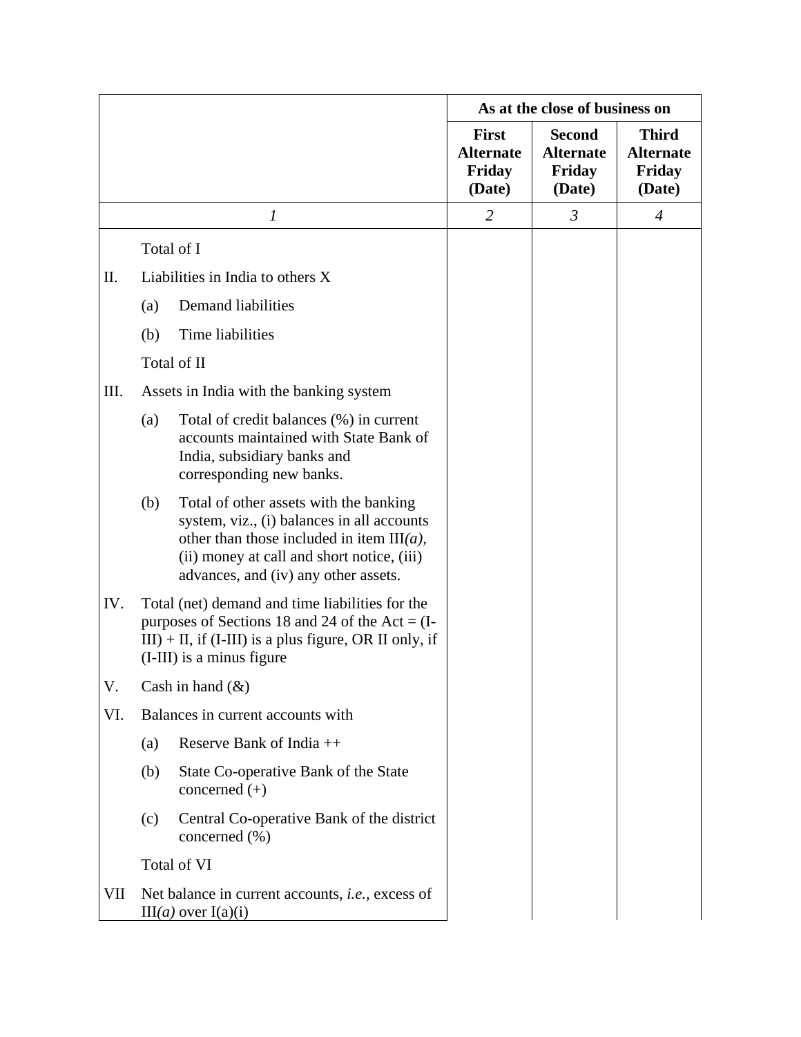| | | As at the close of business on | | |
|---|---|---|---|---|
| | | **First Alternate Friday (Date)** | **Second Alternate Friday (Date)** | **Third Alternate Friday (Date)** |
| | *1* | *2* | *3* | *4* |
| | Total of I | | | |
| II. | Liabilities in India to others X | | | |
| | (a) Demand liabilities | | | |
| | (b) Time liabilities | | | |
| | Total of II | | | |
| III. | Assets in India with the banking system | | | |
| | (a) Total of credit balances (%) in current accounts maintained with State Bank of India, subsidiary banks and corresponding new banks. | | | |
| | (b) Total of other assets with the banking system, viz., (i) balances in all accounts other than those included in item III*(a)*, (ii) money at call and short notice, (iii) advances, and (iv) any other assets. | | | |
| IV. | Total (net) demand and time liabilities for the purposes of Sections 18 and 24 of the Act = (I-III) + II, if (I-III) is a plus figure, OR II only, if (I-III) is a minus figure | | | |
| V. | Cash in hand (&) | | | |
| VI. | Balances in current accounts with | | | |
| | (a) Reserve Bank of India ++ | | | |
| | (b) State Co-operative Bank of the State concerned (+) | | | |
| | (c) Central Co-operative Bank of the district concerned (%) | | | |
| | Total of VI | | | |
| VII | Net balance in current accounts, *i.e.*, excess of III*(a)* over I(a)(i) | | | |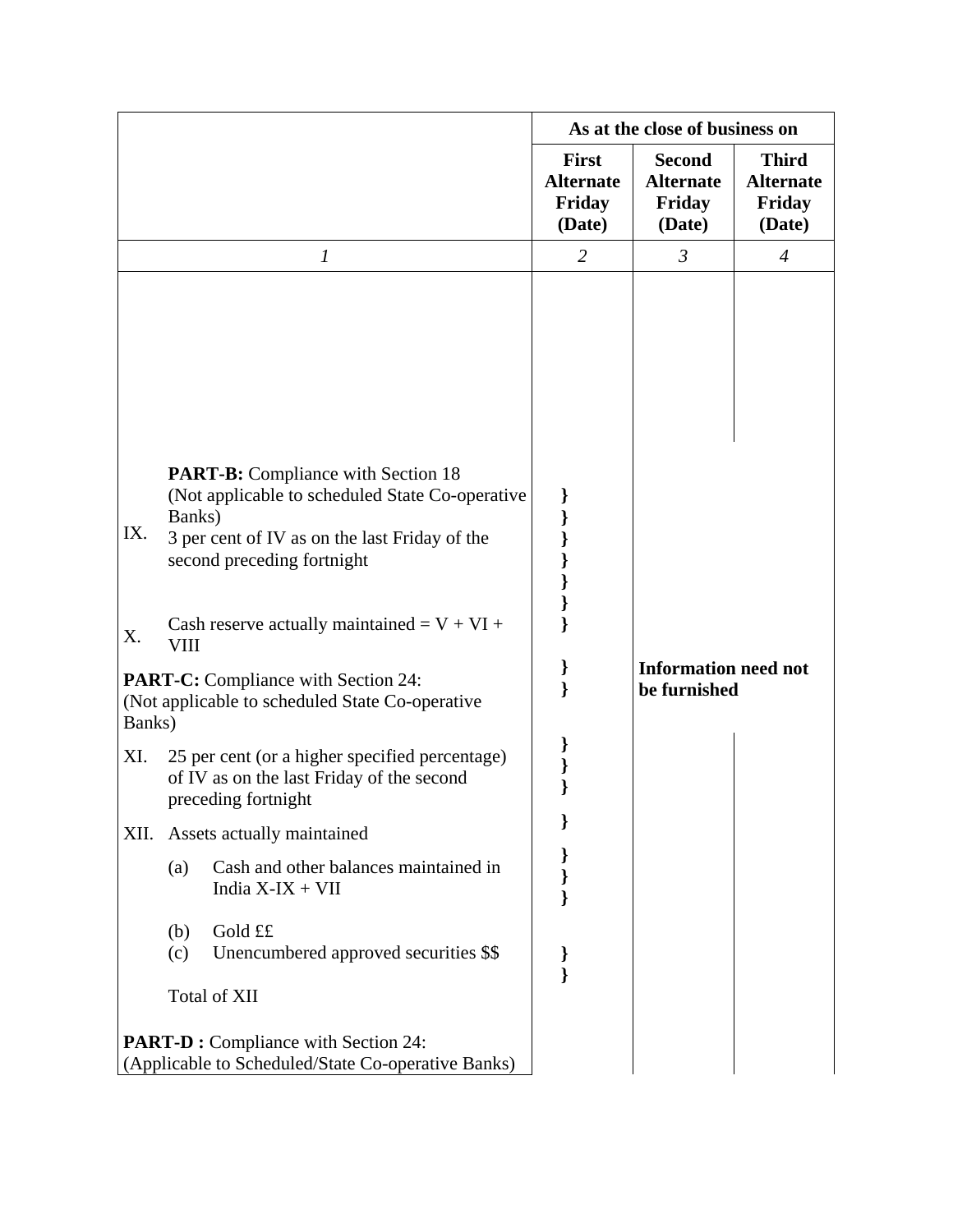| | As at the close of business on | | |
|---|---|---|---|
| | **First Alternate Friday (Date)** | **Second Alternate Friday (Date)** | **Third Alternate Friday (Date)** |
| *1* | *2* | *3* | *4* |
| **PART-B:** Compliance with Section 18 (Not applicable to scheduled State Co-operative Banks) | } | | |
| IX. 3 per cent of IV as on the last Friday of the second preceding fortnight | } | | |
| X. Cash reserve actually maintained = V + VI + VIII | } | | |
| **PART-C:** Compliance with Section 24: (Not applicable to scheduled State Co-operative Banks) | } | **Information need not be furnished** | |
| XI. 25 per cent (or a higher specified percentage) of IV as on the last Friday of the second preceding fortnight | } | | |
| XII. Assets actually maintained | } | | |
| (a) Cash and other balances maintained in India X-IX + VII | } | | |
| (b) Gold ££ | | | |
| (c) Unencumbered approved securities $$ | } | | |
| Total of XII | | | |
| **PART-D :** Compliance with Section 24: (Applicable to Scheduled/State Co-operative Banks) | | | |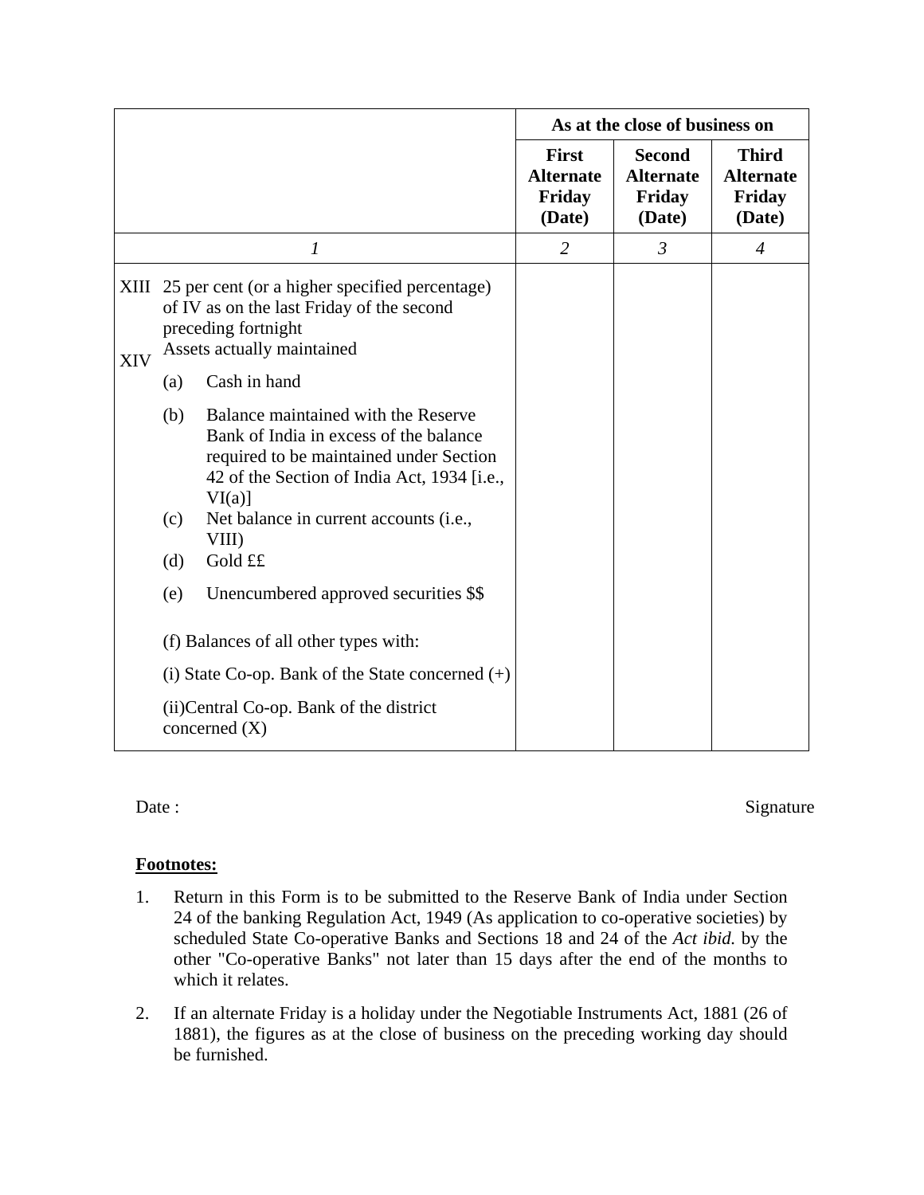| | As at the close of business on | | |
|---|---|---|---|
| | **First Alternate Friday (Date)** | **Second Alternate Friday (Date)** | **Third Alternate Friday (Date)** |
| *1* | *2* | *3* | *4* |
| XIII 25 per cent (or a higher specified percentage) of IV as on the last Friday of the second preceding fortnight | | | |
| XIV Assets actually maintained | | | |
| (a) Cash in hand | | | |
| (b) Balance maintained with the Reserve Bank of India in excess of the balance required to be maintained under Section 42 of the Section of India Act, 1934 [i.e., VI(a)] | | | |
| (c) Net balance in current accounts (i.e., VIII) | | | |
| (d) Gold ££ | | | |
| (e) Unencumbered approved securities $$ | | | |
| (f) Balances of all other types with: | | | |
| (i) State Co-op. Bank of the State concerned (+) | | | |
| (ii)Central Co-op. Bank of the district concerned (X) | | | |

Date : Signature

**Footnotes:**

1. Return in this Form is to be submitted to the Reserve Bank of India under Section 24 of the banking Regulation Act, 1949 (As application to co-operative societies) by scheduled State Co-operative Banks and Sections 18 and 24 of the *Act ibid.* by the other "Co-operative Banks" not later than 15 days after the end of the months to which it relates.

2. If an alternate Friday is a holiday under the Negotiable Instruments Act, 1881 (26 of 1881), the figures as at the close of business on the preceding working day should be furnished.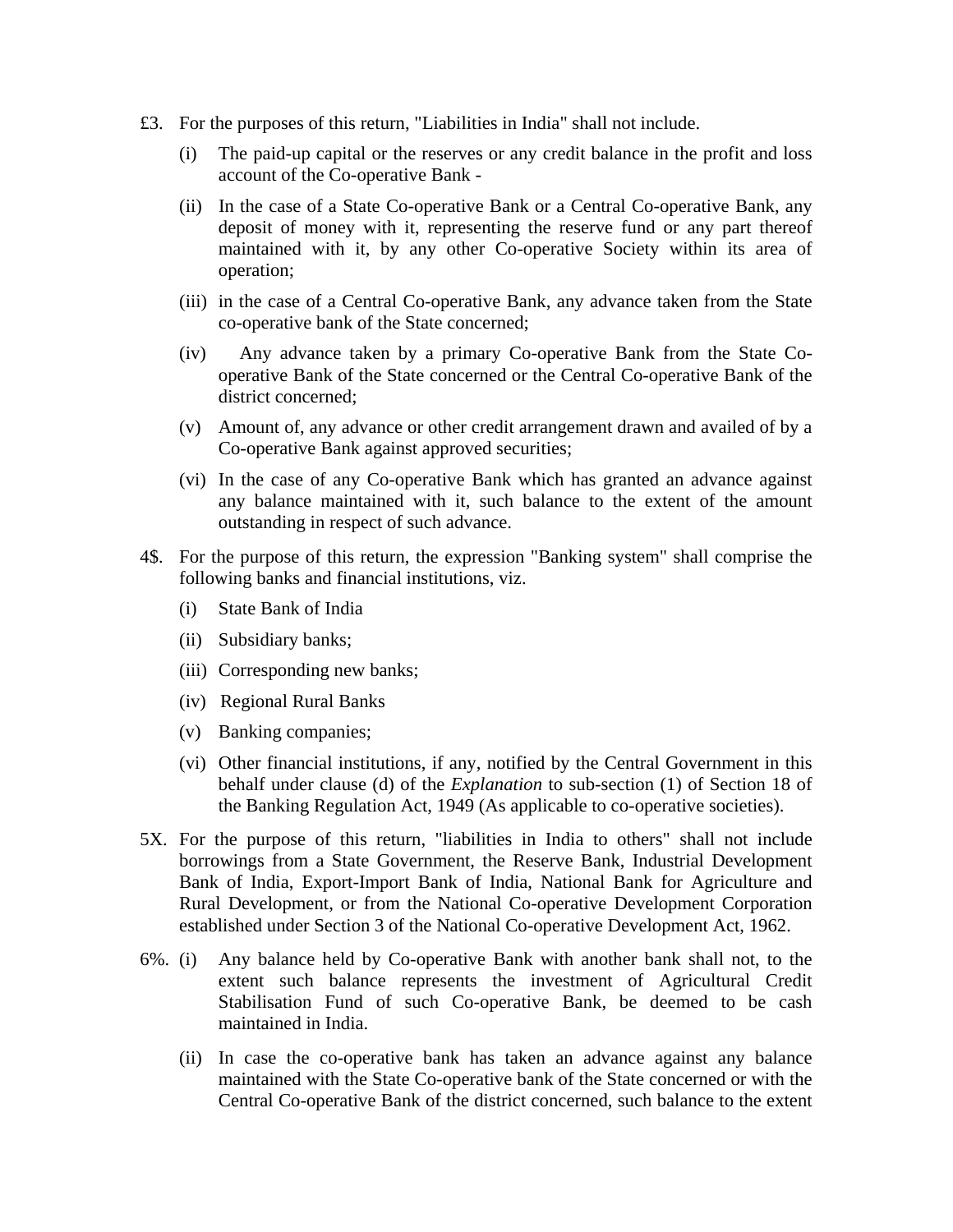£3. For the purposes of this return, "Liabilities in India" shall not include.

(i) The paid-up capital or the reserves or any credit balance in the profit and loss account of the Co-operative Bank -

(ii) In the case of a State Co-operative Bank or a Central Co-operative Bank, any deposit of money with it, representing the reserve fund or any part thereof maintained with it, by any other Co-operative Society within its area of operation;

(iii) in the case of a Central Co-operative Bank, any advance taken from the State co-operative bank of the State concerned;

(iv) Any advance taken by a primary Co-operative Bank from the State Co-operative Bank of the State concerned or the Central Co-operative Bank of the district concerned;

(v) Amount of, any advance or other credit arrangement drawn and availed of by a Co-operative Bank against approved securities;

(vi) In the case of any Co-operative Bank which has granted an advance against any balance maintained with it, such balance to the extent of the amount outstanding in respect of such advance.

4$. For the purpose of this return, the expression "Banking system" shall comprise the following banks and financial institutions, viz.

(i) State Bank of India

(ii) Subsidiary banks;

(iii) Corresponding new banks;

(iv) Regional Rural Banks

(v) Banking companies;

(vi) Other financial institutions, if any, notified by the Central Government in this behalf under clause (d) of the *Explanation* to sub-section (1) of Section 18 of the Banking Regulation Act, 1949 (As applicable to co-operative societies).

5X. For the purpose of this return, "liabilities in India to others" shall not include borrowings from a State Government, the Reserve Bank, Industrial Development Bank of India, Export-Import Bank of India, National Bank for Agriculture and Rural Development, or from the National Co-operative Development Corporation established under Section 3 of the National Co-operative Development Act, 1962.

6%. (i) Any balance held by Co-operative Bank with another bank shall not, to the extent such balance represents the investment of Agricultural Credit Stabilisation Fund of such Co-operative Bank, be deemed to be cash maintained in India.

(ii) In case the co-operative bank has taken an advance against any balance maintained with the State Co-operative bank of the State concerned or with the Central Co-operative Bank of the district concerned, such balance to the extent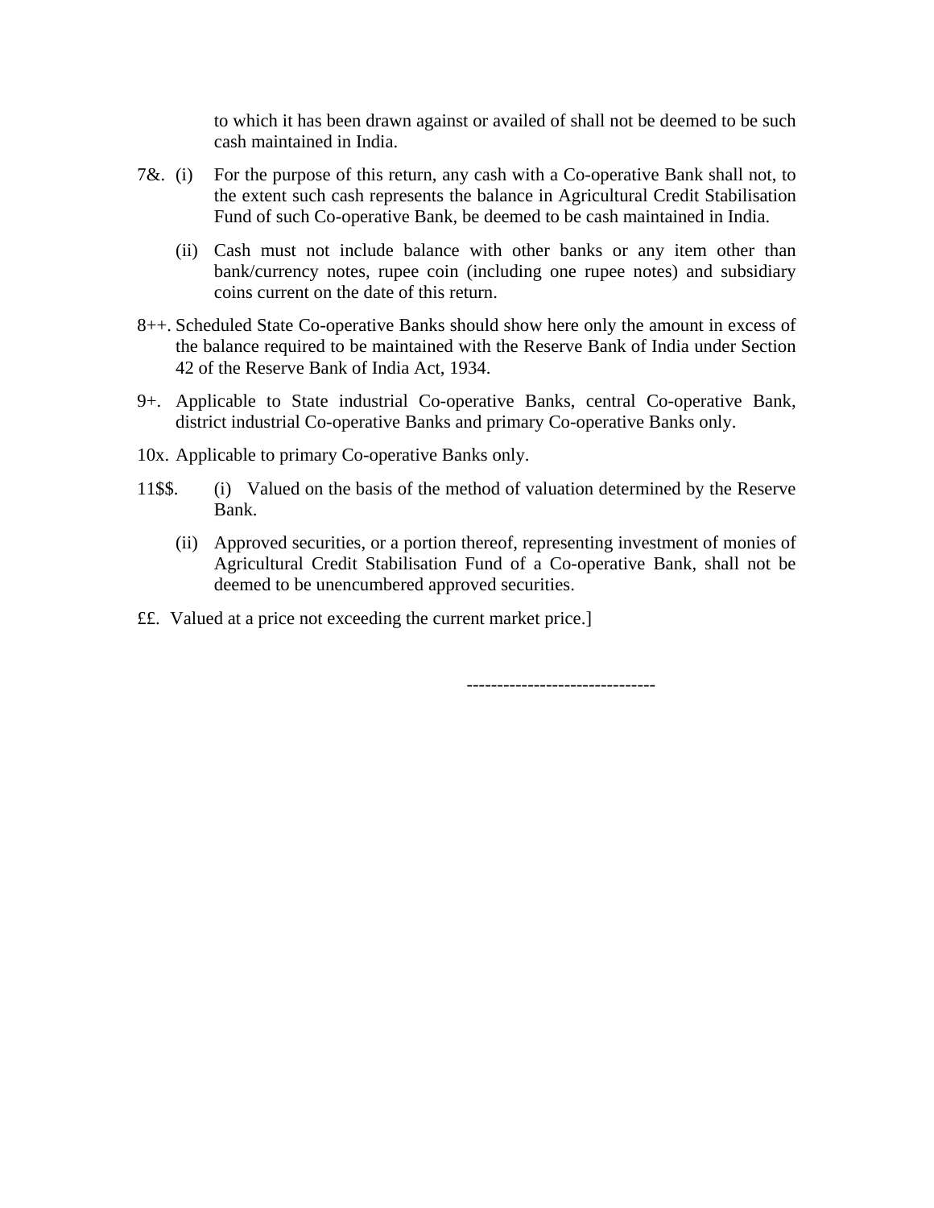to which it has been drawn against or availed of shall not be deemed to be such cash maintained in India.

7&. (i) For the purpose of this return, any cash with a Co-operative Bank shall not, to the extent such cash represents the balance in Agricultural Credit Stabilisation Fund of such Co-operative Bank, be deemed to be cash maintained in India.

(ii) Cash must not include balance with other banks or any item other than bank/currency notes, rupee coin (including one rupee notes) and subsidiary coins current on the date of this return.

8++. Scheduled State Co-operative Banks should show here only the amount in excess of the balance required to be maintained with the Reserve Bank of India under Section 42 of the Reserve Bank of India Act, 1934.

9+. Applicable to State industrial Co-operative Banks, central Co-operative Bank, district industrial Co-operative Banks and primary Co-operative Banks only.

10x. Applicable to primary Co-operative Banks only.

11$$. (i) Valued on the basis of the method of valuation determined by the Reserve Bank.

(ii) Approved securities, or a portion thereof, representing investment of monies of Agricultural Credit Stabilisation Fund of a Co-operative Bank, shall not be deemed to be unencumbered approved securities.

££. Valued at a price not exceeding the current market price.]

-------------------------------